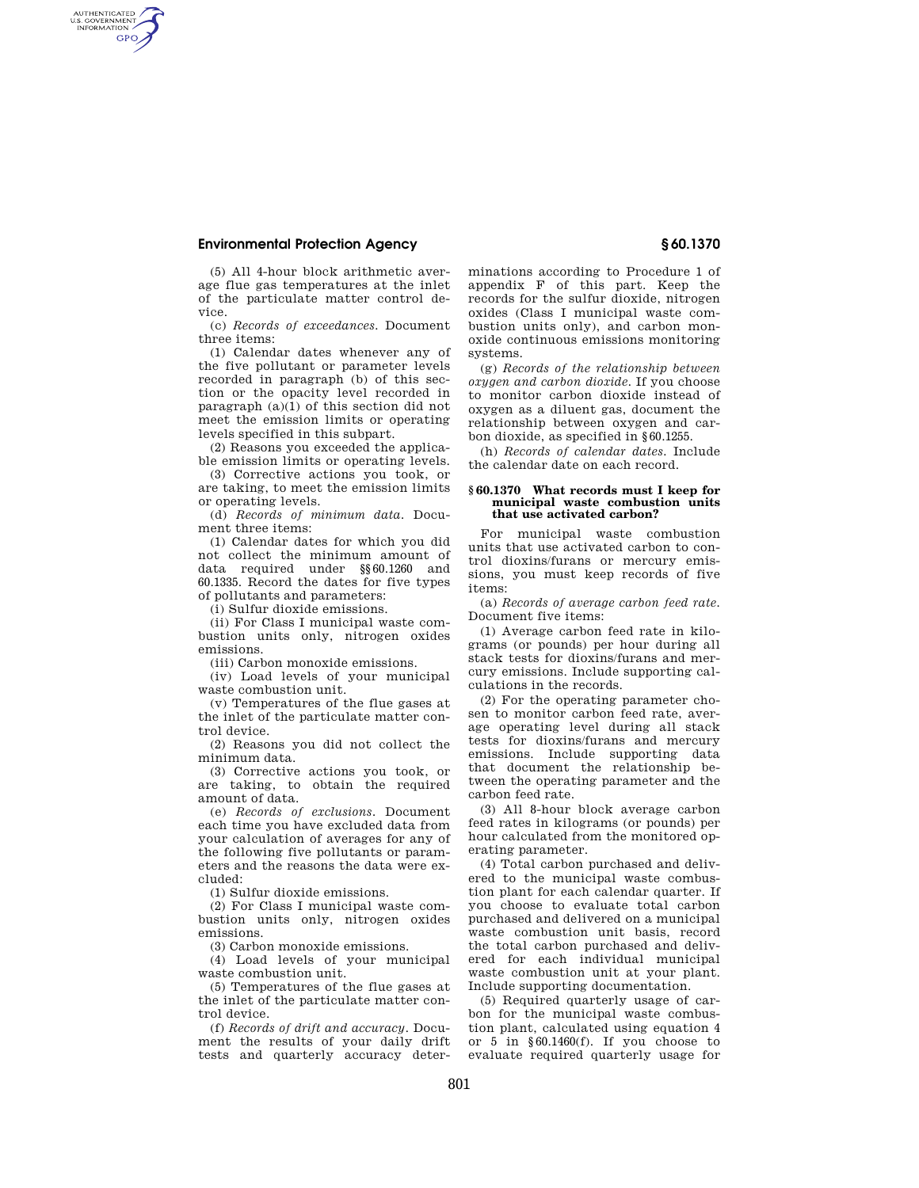(5) All 4-hour block arithmetic average flue gas temperatures at the inlet of the particulate matter control device.

(c) *Records of exceedances.* Document three items:

(1) Calendar dates whenever any of the five pollutant or parameter levels recorded in paragraph (b) of this section or the opacity level recorded in paragraph (a)(1) of this section did not meet the emission limits or operating levels specified in this subpart.

(2) Reasons you exceeded the applicable emission limits or operating levels.

(3) Corrective actions you took, or are taking, to meet the emission limits or operating levels.

(d) *Records of minimum data.* Document three items:

(1) Calendar dates for which you did not collect the minimum amount of data required under §§60.1260 and 60.1335. Record the dates for five types of pollutants and parameters:

(i) Sulfur dioxide emissions.

(ii) For Class I municipal waste combustion units only, nitrogen oxides emissions.

(iii) Carbon monoxide emissions.

(iv) Load levels of your municipal waste combustion unit.

(v) Temperatures of the flue gases at the inlet of the particulate matter control device.

(2) Reasons you did not collect the minimum data.

(3) Corrective actions you took, or are taking, to obtain the required amount of data.

(e) *Records of exclusions.* Document each time you have excluded data from your calculation of averages for any of the following five pollutants or parameters and the reasons the data were excluded:

(1) Sulfur dioxide emissions.

(2) For Class I municipal waste combustion units only, nitrogen oxides emissions.

(3) Carbon monoxide emissions.

(4) Load levels of your municipal waste combustion unit.

(5) Temperatures of the flue gases at the inlet of the particulate matter control device.

(f) *Records of drift and accuracy.* Document the results of your daily drift tests and quarterly accuracy determinations according to Procedure 1 of appendix F of this part. Keep the records for the sulfur dioxide, nitrogen oxides (Class I municipal waste combustion units only), and carbon monoxide continuous emissions monitoring systems.

(g) *Records of the relationship between oxygen and carbon dioxide.* If you choose to monitor carbon dioxide instead of oxygen as a diluent gas, document the relationship between oxygen and carbon dioxide, as specified in §60.1255.

(h) *Records of calendar dates.* Include the calendar date on each record.

### §60.1370 What records must I keep for municipal waste combustion units that use activated carbon?

For municipal waste combustion units that use activated carbon to control dioxins/furans or mercury emissions, you must keep records of five items:

(a) *Records of average carbon feed rate.* Document five items:

(1) Average carbon feed rate in kilograms (or pounds) per hour during all stack tests for dioxins/furans and mercury emissions. Include supporting calculations in the records.

(2) For the operating parameter chosen to monitor carbon feed rate, average operating level during all stack tests for dioxins/furans and mercury emissions. Include supporting data that document the relationship between the operating parameter and the carbon feed rate.

(3) All 8-hour block average carbon feed rates in kilograms (or pounds) per hour calculated from the monitored operating parameter.

(4) Total carbon purchased and delivered to the municipal waste combustion plant for each calendar quarter. If you choose to evaluate total carbon purchased and delivered on a municipal waste combustion unit basis, record the total carbon purchased and delivered for each individual municipal waste combustion unit at your plant. Include supporting documentation.

(5) Required quarterly usage of carbon for the municipal waste combustion plant, calculated using equation 4 or 5 in §60.1460(f). If you choose to evaluate required quarterly usage for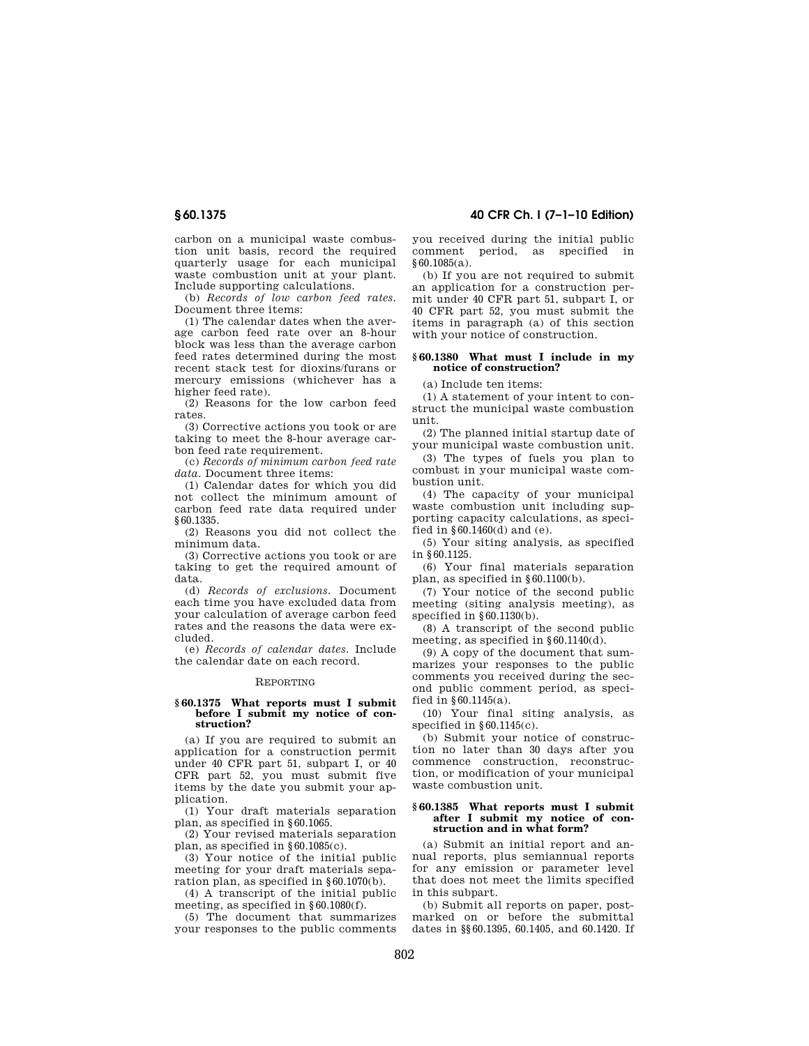carbon on a municipal waste combustion unit basis, record the required quarterly usage for each municipal waste combustion unit at your plant. Include supporting calculations.

(b) *Records of low carbon feed rates.* Document three items:

(1) The calendar dates when the average carbon feed rate over an 8-hour block was less than the average carbon feed rates determined during the most recent stack test for dioxins/furans or mercury emissions (whichever has a higher feed rate).

(2) Reasons for the low carbon feed rates.

(3) Corrective actions you took or are taking to meet the 8-hour average carbon feed rate requirement.

(c) *Records of minimum carbon feed rate data.* Document three items:

(1) Calendar dates for which you did not collect the minimum amount of carbon feed rate data required under §60.1335.

(2) Reasons you did not collect the minimum data.

(3) Corrective actions you took or are taking to get the required amount of data.

(d) *Records of exclusions.* Document each time you have excluded data from your calculation of average carbon feed rates and the reasons the data were excluded.

(e) *Records of calendar dates.* Include the calendar date on each record.

REPORTING

### §60.1375 What reports must I submit before I submit my notice of construction?

(a) If you are required to submit an application for a construction permit under 40 CFR part 51, subpart I, or 40 CFR part 52, you must submit five items by the date you submit your application.

(1) Your draft materials separation plan, as specified in §60.1065.

(2) Your revised materials separation plan, as specified in §60.1085(c).

(3) Your notice of the initial public meeting for your draft materials separation plan, as specified in §60.1070(b).

(4) A transcript of the initial public meeting, as specified in §60.1080(f).

(5) The document that summarizes your responses to the public comments you received during the initial public comment period, as specified in §60.1085(a).

(b) If you are not required to submit an application for a construction permit under 40 CFR part 51, subpart I, or 40 CFR part 52, you must submit the items in paragraph (a) of this section with your notice of construction.

### §60.1380 What must I include in my notice of construction?

(a) Include ten items:

(1) A statement of your intent to construct the municipal waste combustion unit.

(2) The planned initial startup date of your municipal waste combustion unit.

(3) The types of fuels you plan to combust in your municipal waste combustion unit.

(4) The capacity of your municipal waste combustion unit including supporting capacity calculations, as specified in §60.1460(d) and (e).

(5) Your siting analysis, as specified in §60.1125.

(6) Your final materials separation plan, as specified in §60.1100(b).

(7) Your notice of the second public meeting (siting analysis meeting), as specified in §60.1130(b).

(8) A transcript of the second public meeting, as specified in §60.1140(d).

(9) A copy of the document that summarizes your responses to the public comments you received during the second public comment period, as specified in §60.1145(a).

(10) Your final siting analysis, as specified in §60.1145(c).

(b) Submit your notice of construction no later than 30 days after you commence construction, reconstruction, or modification of your municipal waste combustion unit.

### §60.1385 What reports must I submit after I submit my notice of construction and in what form?

(a) Submit an initial report and annual reports, plus semiannual reports for any emission or parameter level that does not meet the limits specified in this subpart.

(b) Submit all reports on paper, postmarked on or before the submittal dates in §§60.1395, 60.1405, and 60.1420. If